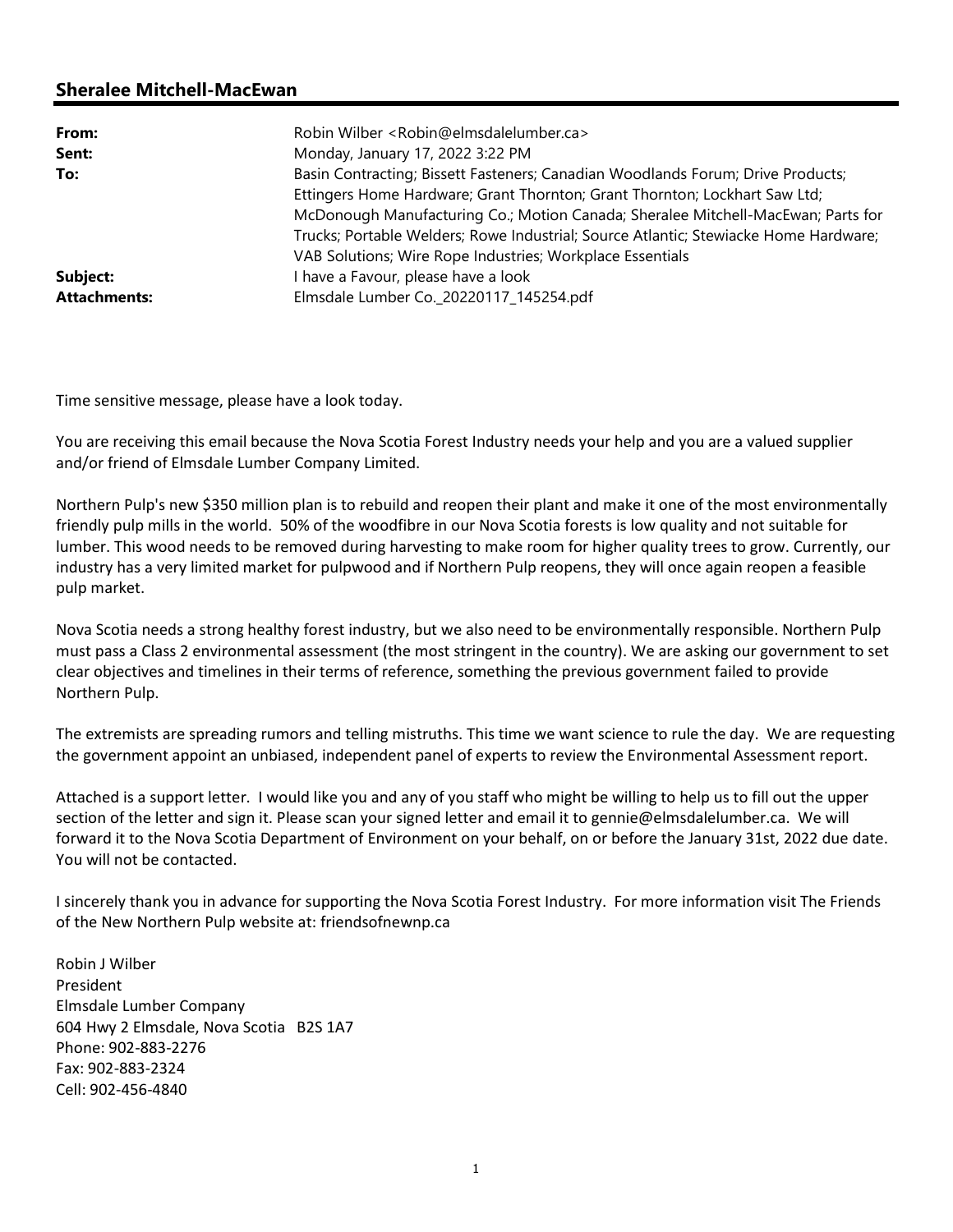## Sheralee Mitchell-MacEwan

| | |
|---|---|
| **From:** | Robin Wilber <Robin@elmsdalelumber.ca> |
| **Sent:** | Monday, January 17, 2022 3:22 PM |
| **To:** | Basin Contracting; Bissett Fasteners; Canadian Woodlands Forum; Drive Products; Ettingers Home Hardware; Grant Thornton; Grant Thornton; Lockhart Saw Ltd; McDonough Manufacturing Co.; Motion Canada; Sheralee Mitchell-MacEwan; Parts for Trucks; Portable Welders; Rowe Industrial; Source Atlantic; Stewiacke Home Hardware; VAB Solutions; Wire Rope Industries; Workplace Essentials |
| **Subject:** | I have a Favour, please have a look |
| **Attachments:** | Elmsdale Lumber Co._20220117_145254.pdf |

Time sensitive message, please have a look today.

You are receiving this email because the Nova Scotia Forest Industry needs your help and you are a valued supplier and/or friend of Elmsdale Lumber Company Limited.

Northern Pulp's new $350 million plan is to rebuild and reopen their plant and make it one of the most environmentally friendly pulp mills in the world. 50% of the woodfibre in our Nova Scotia forests is low quality and not suitable for lumber. This wood needs to be removed during harvesting to make room for higher quality trees to grow. Currently, our industry has a very limited market for pulpwood and if Northern Pulp reopens, they will once again reopen a feasible pulp market.

Nova Scotia needs a strong healthy forest industry, but we also need to be environmentally responsible. Northern Pulp must pass a Class 2 environmental assessment (the most stringent in the country). We are asking our government to set clear objectives and timelines in their terms of reference, something the previous government failed to provide Northern Pulp.

The extremists are spreading rumors and telling mistruths. This time we want science to rule the day. We are requesting the government appoint an unbiased, independent panel of experts to review the Environmental Assessment report.

Attached is a support letter. I would like you and any of you staff who might be willing to help us to fill out the upper section of the letter and sign it. Please scan your signed letter and email it to gennie@elmsdalelumber.ca. We will forward it to the Nova Scotia Department of Environment on your behalf, on or before the January 31st, 2022 due date. You will not be contacted.

I sincerely thank you in advance for supporting the Nova Scotia Forest Industry. For more information visit The Friends of the New Northern Pulp website at: friendsofnewnp.ca

Robin J Wilber  
President  
Elmsdale Lumber Company  
604 Hwy 2 Elmsdale, Nova Scotia B2S 1A7  
Phone: 902-883-2276  
Fax: 902-883-2324  
Cell: 902-456-4840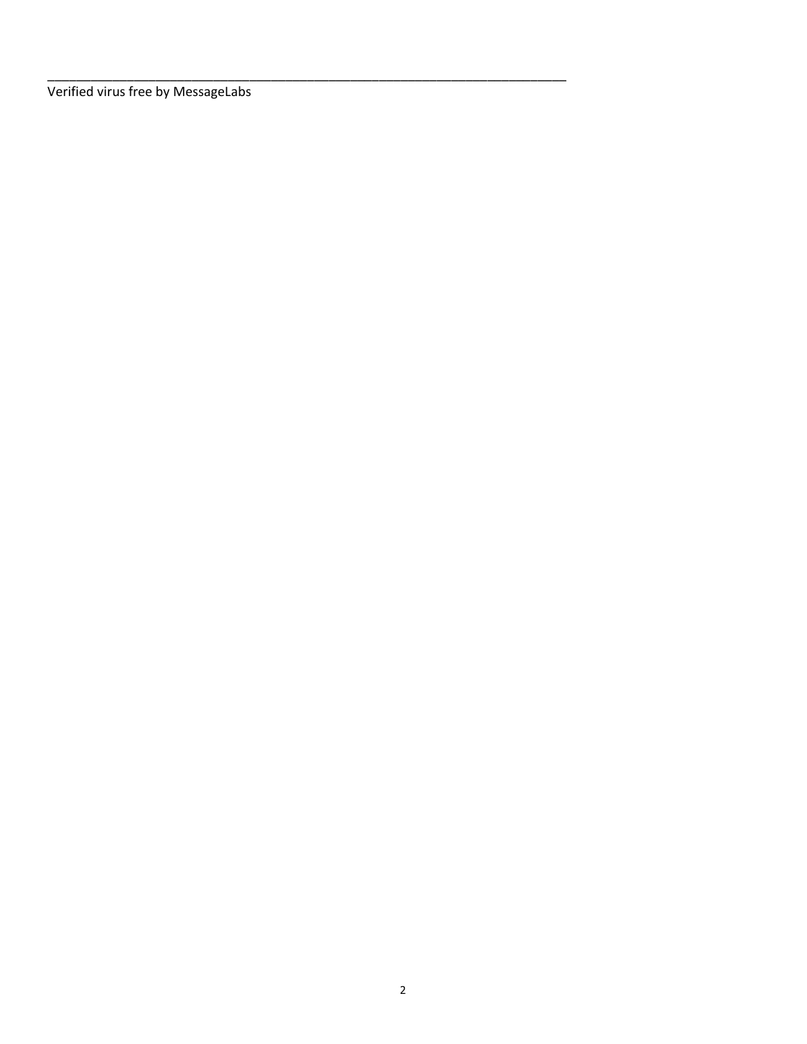---

Verified virus free by MessageLabs